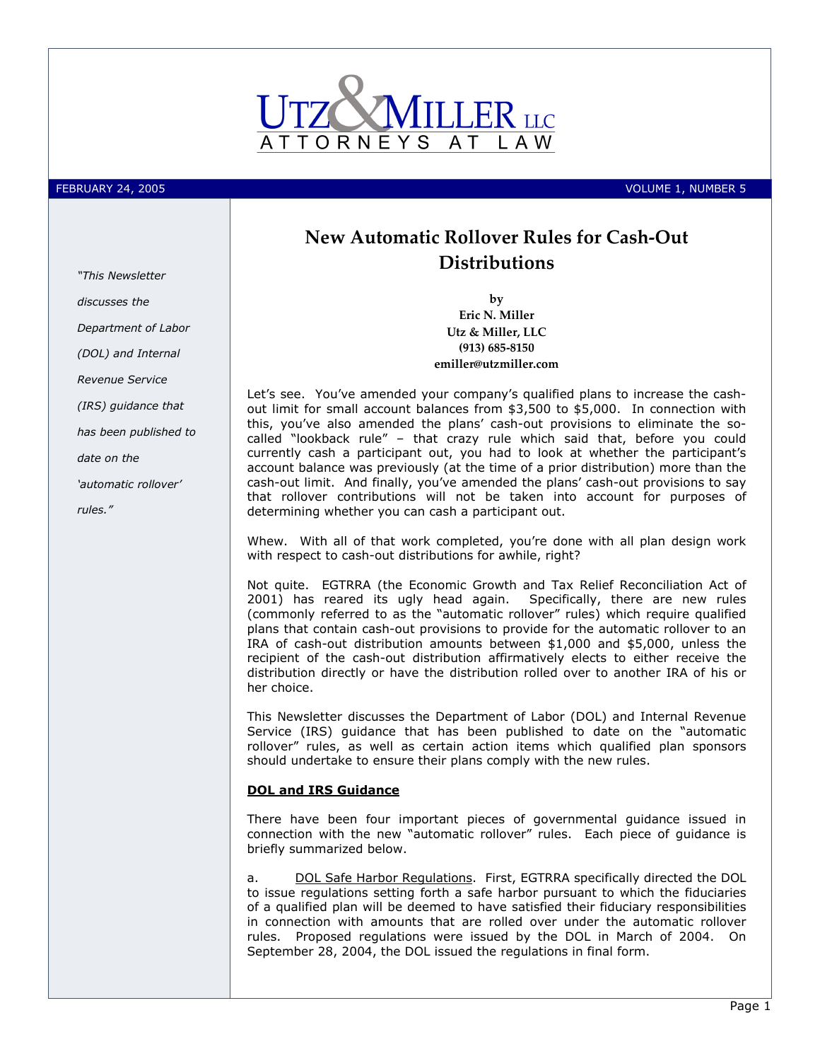# UTZ & MILLER LLC
ATTORNEYS AT LAW

FEBRUARY 24, 2005 VOLUME 1, NUMBER 5

*"This Newsletter discusses the Department of Labor (DOL) and Internal Revenue Service (IRS) guidance that has been published to date on the 'automatic rollover' rules."*

## New Automatic Rollover Rules for Cash-Out Distributions

**by**
**Eric N. Miller**
**Utz & Miller, LLC**
**(913) 685-8150**
**emiller@utzmiller.com**

Let's see. You've amended your company's qualified plans to increase the cash-out limit for small account balances from $3,500 to $5,000. In connection with this, you've also amended the plans' cash-out provisions to eliminate the so-called "lookback rule" – that crazy rule which said that, before you could currently cash a participant out, you had to look at whether the participant's account balance was previously (at the time of a prior distribution) more than the cash-out limit. And finally, you've amended the plans' cash-out provisions to say that rollover contributions will not be taken into account for purposes of determining whether you can cash a participant out.

Whew. With all of that work completed, you're done with all plan design work with respect to cash-out distributions for awhile, right?

Not quite. EGTRRA (the Economic Growth and Tax Relief Reconciliation Act of 2001) has reared its ugly head again. Specifically, there are new rules (commonly referred to as the "automatic rollover" rules) which require qualified plans that contain cash-out provisions to provide for the automatic rollover to an IRA of cash-out distribution amounts between $1,000 and $5,000, unless the recipient of the cash-out distribution affirmatively elects to either receive the distribution directly or have the distribution rolled over to another IRA of his or her choice.

This Newsletter discusses the Department of Labor (DOL) and Internal Revenue Service (IRS) guidance that has been published to date on the "automatic rollover" rules, as well as certain action items which qualified plan sponsors should undertake to ensure their plans comply with the new rules.

### DOL and IRS Guidance

There have been four important pieces of governmental guidance issued in connection with the new "automatic rollover" rules. Each piece of guidance is briefly summarized below.

a. DOL Safe Harbor Regulations. First, EGTRRA specifically directed the DOL to issue regulations setting forth a safe harbor pursuant to which the fiduciaries of a qualified plan will be deemed to have satisfied their fiduciary responsibilities in connection with amounts that are rolled over under the automatic rollover rules. Proposed regulations were issued by the DOL in March of 2004. On September 28, 2004, the DOL issued the regulations in final form.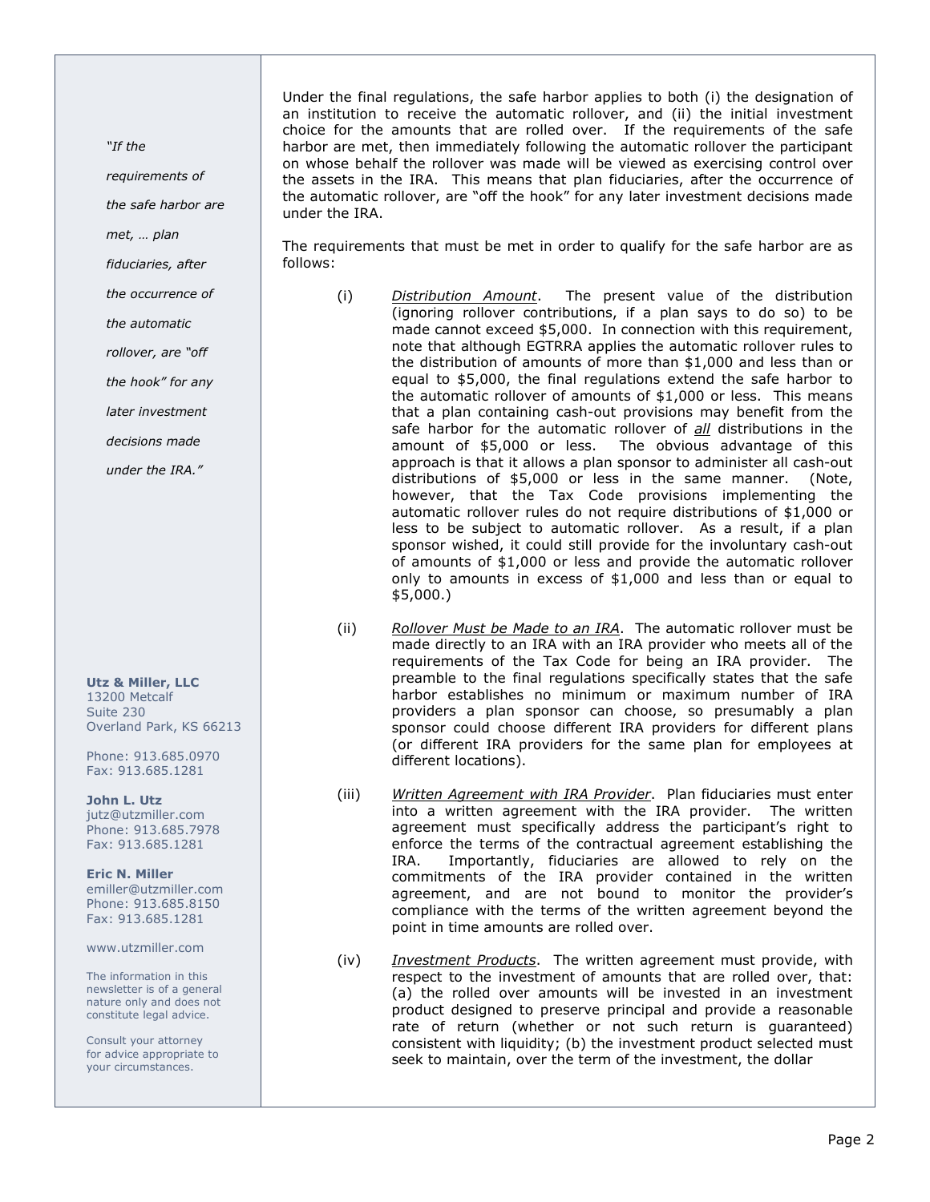Under the final regulations, the safe harbor applies to both (i) the designation of an institution to receive the automatic rollover, and (ii) the initial investment choice for the amounts that are rolled over. If the requirements of the safe harbor are met, then immediately following the automatic rollover the participant on whose behalf the rollover was made will be viewed as exercising control over the assets in the IRA. This means that plan fiduciaries, after the occurrence of the automatic rollover, are "off the hook" for any later investment decisions made under the IRA.

The requirements that must be met in order to qualify for the safe harbor are as follows:

(i) *Distribution Amount*. The present value of the distribution (ignoring rollover contributions, if a plan says to do so) to be made cannot exceed $5,000. In connection with this requirement, note that although EGTRRA applies the automatic rollover rules to the distribution of amounts of more than $1,000 and less than or equal to $5,000, the final regulations extend the safe harbor to the automatic rollover of amounts of $1,000 or less. This means that a plan containing cash-out provisions may benefit from the safe harbor for the automatic rollover of ***all*** distributions in the amount of $5,000 or less. The obvious advantage of this approach is that it allows a plan sponsor to administer all cash-out distributions of $5,000 or less in the same manner. (Note, however, that the Tax Code provisions implementing the automatic rollover rules do not require distributions of $1,000 or less to be subject to automatic rollover. As a result, if a plan sponsor wished, it could still provide for the involuntary cash-out of amounts of $1,000 or less and provide the automatic rollover only to amounts in excess of $1,000 and less than or equal to $5,000.)

(ii) *Rollover Must be Made to an IRA*. The automatic rollover must be made directly to an IRA with an IRA provider who meets all of the requirements of the Tax Code for being an IRA provider. The preamble to the final regulations specifically states that the safe harbor establishes no minimum or maximum number of IRA providers a plan sponsor can choose, so presumably a plan sponsor could choose different IRA providers for different plans (or different IRA providers for the same plan for employees at different locations).

(iii) *Written Agreement with IRA Provider*. Plan fiduciaries must enter into a written agreement with the IRA provider. The written agreement must specifically address the participant's right to enforce the terms of the contractual agreement establishing the IRA. Importantly, fiduciaries are allowed to rely on the commitments of the IRA provider contained in the written agreement, and are not bound to monitor the provider's compliance with the terms of the written agreement beyond the point in time amounts are rolled over.

(iv) *Investment Products*. The written agreement must provide, with respect to the investment of amounts that are rolled over, that: (a) the rolled over amounts will be invested in an investment product designed to preserve principal and provide a reasonable rate of return (whether or not such return is guaranteed) consistent with liquidity; (b) the investment product selected must seek to maintain, over the term of the investment, the dollar

> *"If the requirements of the safe harbor are met, … plan fiduciaries, after the occurrence of the automatic rollover, are "off the hook" for any later investment decisions made under the IRA."*

**Utz & Miller, LLC**
13200 Metcalf
Suite 230
Overland Park, KS 66213

Phone: 913.685.0970
Fax: 913.685.1281

**John L. Utz**
jutz@utzmiller.com
Phone: 913.685.7978
Fax: 913.685.1281

**Eric N. Miller**
emiller@utzmiller.com
Phone: 913.685.8150
Fax: 913.685.1281

www.utzmiller.com

The information in this newsletter is of a general nature only and does not constitute legal advice.

Consult your attorney for advice appropriate to your circumstances.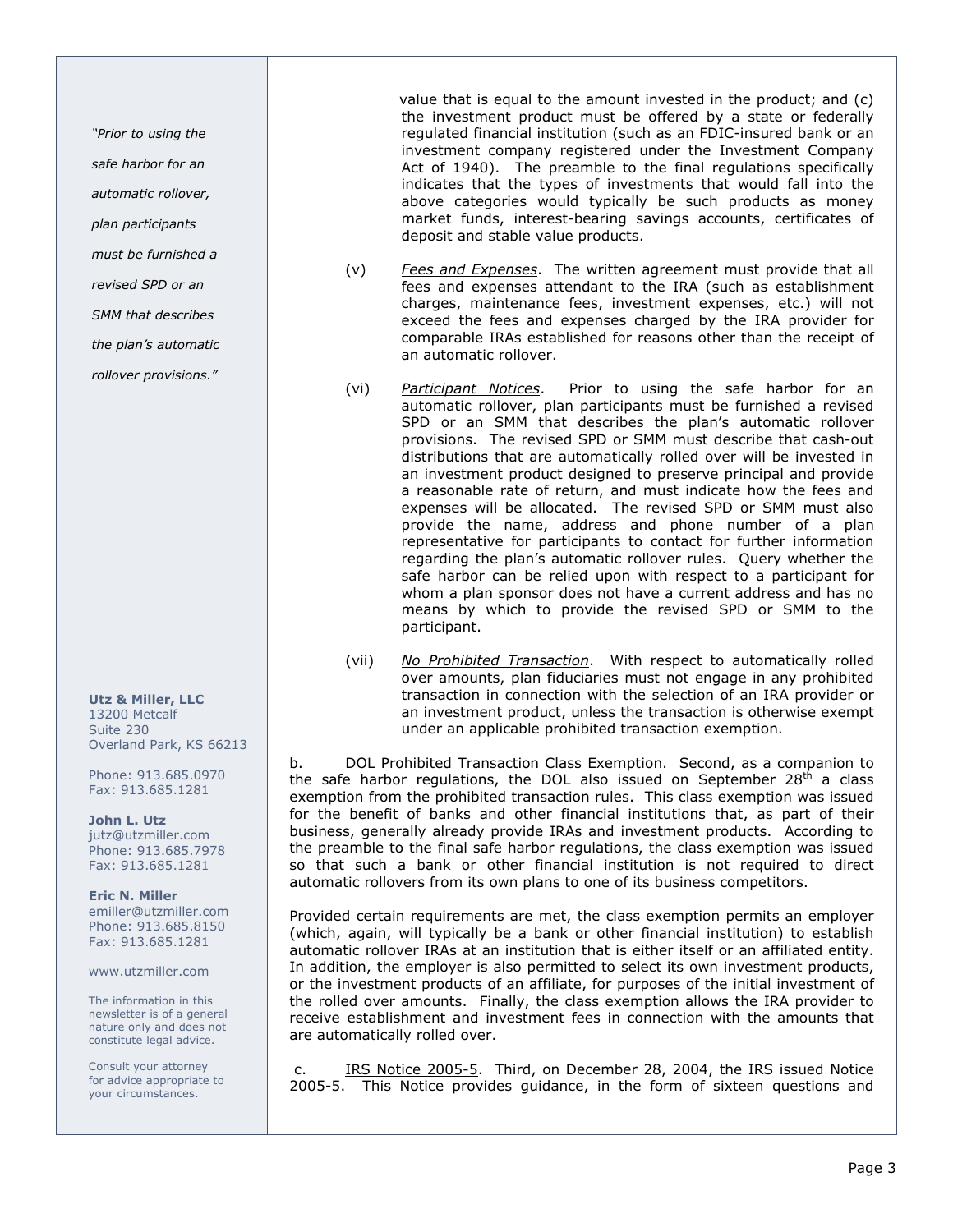value that is equal to the amount invested in the product; and (c) the investment product must be offered by a state or federally regulated financial institution (such as an FDIC-insured bank or an investment company registered under the Investment Company Act of 1940). The preamble to the final regulations specifically indicates that the types of investments that would fall into the above categories would typically be such products as money market funds, interest-bearing savings accounts, certificates of deposit and stable value products.

(v) *Fees and Expenses*. The written agreement must provide that all fees and expenses attendant to the IRA (such as establishment charges, maintenance fees, investment expenses, etc.) will not exceed the fees and expenses charged by the IRA provider for comparable IRAs established for reasons other than the receipt of an automatic rollover.

(vi) *Participant Notices*. Prior to using the safe harbor for an automatic rollover, plan participants must be furnished a revised SPD or an SMM that describes the plan's automatic rollover provisions. The revised SPD or SMM must describe that cash-out distributions that are automatically rolled over will be invested in an investment product designed to preserve principal and provide a reasonable rate of return, and must indicate how the fees and expenses will be allocated. The revised SPD or SMM must also provide the name, address and phone number of a plan representative for participants to contact for further information regarding the plan's automatic rollover rules. Query whether the safe harbor can be relied upon with respect to a participant for whom a plan sponsor does not have a current address and has no means by which to provide the revised SPD or SMM to the participant.

(vii) *No Prohibited Transaction*. With respect to automatically rolled over amounts, plan fiduciaries must not engage in any prohibited transaction in connection with the selection of an IRA provider or an investment product, unless the transaction is otherwise exempt under an applicable prohibited transaction exemption.

b. DOL Prohibited Transaction Class Exemption. Second, as a companion to the safe harbor regulations, the DOL also issued on September 28th a class exemption from the prohibited transaction rules. This class exemption was issued for the benefit of banks and other financial institutions that, as part of their business, generally already provide IRAs and investment products. According to the preamble to the final safe harbor regulations, the class exemption was issued so that such a bank or other financial institution is not required to direct automatic rollovers from its own plans to one of its business competitors.

Provided certain requirements are met, the class exemption permits an employer (which, again, will typically be a bank or other financial institution) to establish automatic rollover IRAs at an institution that is either itself or an affiliated entity. In addition, the employer is also permitted to select its own investment products, or the investment products of an affiliate, for purposes of the initial investment of the rolled over amounts. Finally, the class exemption allows the IRA provider to receive establishment and investment fees in connection with the amounts that are automatically rolled over.

c. IRS Notice 2005-5. Third, on December 28, 2004, the IRS issued Notice 2005-5. This Notice provides guidance, in the form of sixteen questions and

*"Prior to using the safe harbor for an automatic rollover, plan participants must be furnished a revised SPD or an SMM that describes the plan's automatic rollover provisions."*

**Utz & Miller, LLC**
13200 Metcalf
Suite 230
Overland Park, KS 66213

Phone: 913.685.0970
Fax: 913.685.1281

**John L. Utz**
jutz@utzmiller.com
Phone: 913.685.7978
Fax: 913.685.1281

**Eric N. Miller**
emiller@utzmiller.com
Phone: 913.685.8150
Fax: 913.685.1281

www.utzmiller.com

The information in this newsletter is of a general nature only and does not constitute legal advice.

Consult your attorney for advice appropriate to your circumstances.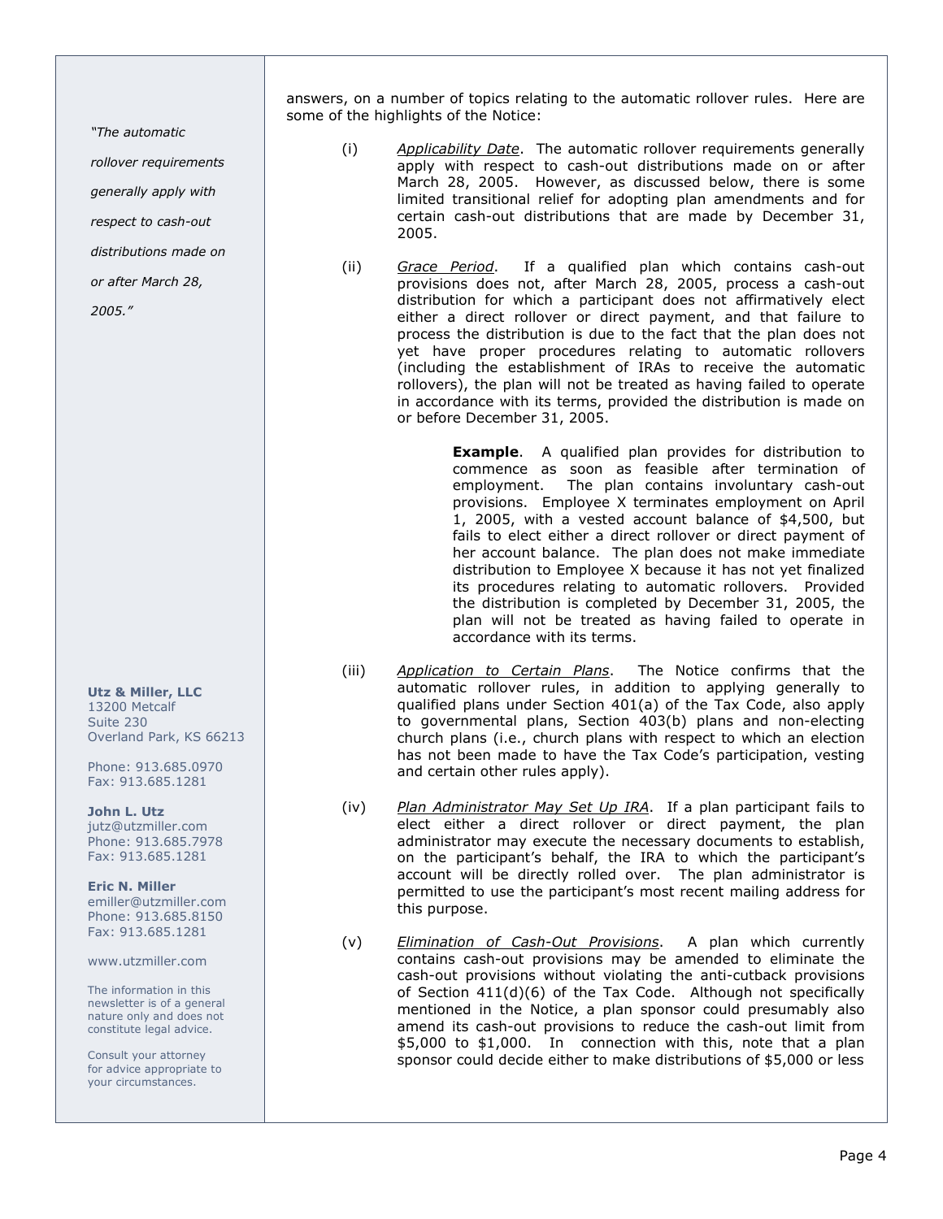answers, on a number of topics relating to the automatic rollover rules. Here are some of the highlights of the Notice:

(i) *Applicability Date*. The automatic rollover requirements generally apply with respect to cash-out distributions made on or after March 28, 2005. However, as discussed below, there is some limited transitional relief for adopting plan amendments and for certain cash-out distributions that are made by December 31, 2005.

(ii) *Grace Period*. If a qualified plan which contains cash-out provisions does not, after March 28, 2005, process a cash-out distribution for which a participant does not affirmatively elect either a direct rollover or direct payment, and that failure to process the distribution is due to the fact that the plan does not yet have proper procedures relating to automatic rollovers (including the establishment of IRAs to receive the automatic rollovers), the plan will not be treated as having failed to operate in accordance with its terms, provided the distribution is made on or before December 31, 2005.

> **Example**. A qualified plan provides for distribution to commence as soon as feasible after termination of employment. The plan contains involuntary cash-out provisions. Employee X terminates employment on April 1, 2005, with a vested account balance of $4,500, but fails to elect either a direct rollover or direct payment of her account balance. The plan does not make immediate distribution to Employee X because it has not yet finalized its procedures relating to automatic rollovers. Provided the distribution is completed by December 31, 2005, the plan will not be treated as having failed to operate in accordance with its terms.

(iii) *Application to Certain Plans*. The Notice confirms that the automatic rollover rules, in addition to applying generally to qualified plans under Section 401(a) of the Tax Code, also apply to governmental plans, Section 403(b) plans and non-electing church plans (i.e., church plans with respect to which an election has not been made to have the Tax Code's participation, vesting and certain other rules apply).

(iv) *Plan Administrator May Set Up IRA*. If a plan participant fails to elect either a direct rollover or direct payment, the plan administrator may execute the necessary documents to establish, on the participant's behalf, the IRA to which the participant's account will be directly rolled over. The plan administrator is permitted to use the participant's most recent mailing address for this purpose.

(v) *Elimination of Cash-Out Provisions*. A plan which currently contains cash-out provisions may be amended to eliminate the cash-out provisions without violating the anti-cutback provisions of Section 411(d)(6) of the Tax Code. Although not specifically mentioned in the Notice, a plan sponsor could presumably also amend its cash-out provisions to reduce the cash-out limit from $5,000 to $1,000. In connection with this, note that a plan sponsor could decide either to make distributions of $5,000 or less

*"The automatic rollover requirements generally apply with respect to cash-out distributions made on or after March 28, 2005."*

**Utz & Miller, LLC**
13200 Metcalf
Suite 230
Overland Park, KS 66213

Phone: 913.685.0970
Fax: 913.685.1281

**John L. Utz**
jutz@utzmiller.com
Phone: 913.685.7978
Fax: 913.685.1281

**Eric N. Miller**
emiller@utzmiller.com
Phone: 913.685.8150
Fax: 913.685.1281

www.utzmiller.com

The information in this newsletter is of a general nature only and does not constitute legal advice.

Consult your attorney for advice appropriate to your circumstances.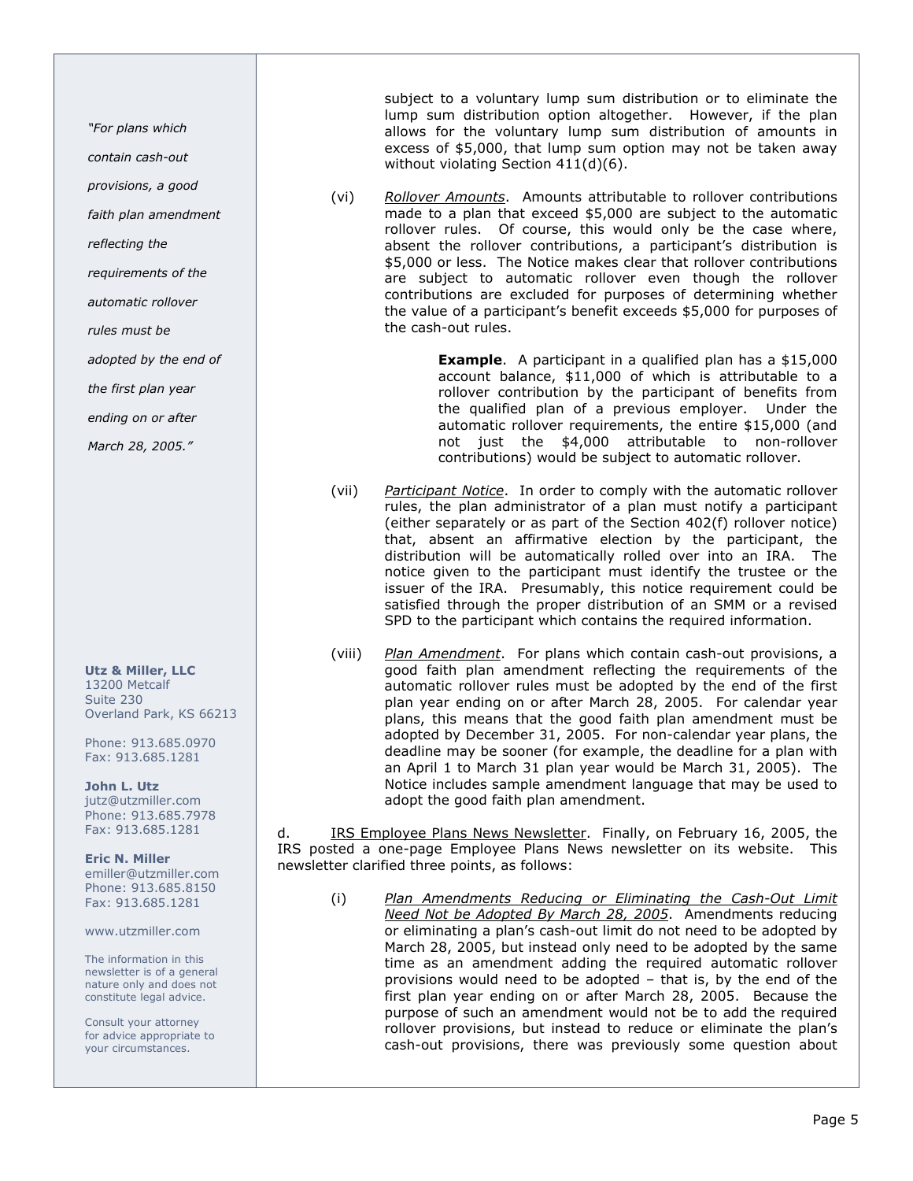subject to a voluntary lump sum distribution or to eliminate the lump sum distribution option altogether. However, if the plan allows for the voluntary lump sum distribution of amounts in excess of $5,000, that lump sum option may not be taken away without violating Section 411(d)(6).

(vi) *Rollover Amounts*. Amounts attributable to rollover contributions made to a plan that exceed $5,000 are subject to the automatic rollover rules. Of course, this would only be the case where, absent the rollover contributions, a participant's distribution is $5,000 or less. The Notice makes clear that rollover contributions are subject to automatic rollover even though the rollover contributions are excluded for purposes of determining whether the value of a participant's benefit exceeds $5,000 for purposes of the cash-out rules.

> **Example**. A participant in a qualified plan has a $15,000 account balance, $11,000 of which is attributable to a rollover contribution by the participant of benefits from the qualified plan of a previous employer. Under the automatic rollover requirements, the entire $15,000 (and not just the $4,000 attributable to non-rollover contributions) would be subject to automatic rollover.

(vii) *Participant Notice*. In order to comply with the automatic rollover rules, the plan administrator of a plan must notify a participant (either separately or as part of the Section 402(f) rollover notice) that, absent an affirmative election by the participant, the distribution will be automatically rolled over into an IRA. The notice given to the participant must identify the trustee or the issuer of the IRA. Presumably, this notice requirement could be satisfied through the proper distribution of an SMM or a revised SPD to the participant which contains the required information.

(viii) *Plan Amendment*. For plans which contain cash-out provisions, a good faith plan amendment reflecting the requirements of the automatic rollover rules must be adopted by the end of the first plan year ending on or after March 28, 2005. For calendar year plans, this means that the good faith plan amendment must be adopted by December 31, 2005. For non-calendar year plans, the deadline may be sooner (for example, the deadline for a plan with an April 1 to March 31 plan year would be March 31, 2005). The Notice includes sample amendment language that may be used to adopt the good faith plan amendment.

d. IRS Employee Plans News Newsletter. Finally, on February 16, 2005, the IRS posted a one-page Employee Plans News newsletter on its website. This newsletter clarified three points, as follows:

(i) *Plan Amendments Reducing or Eliminating the Cash-Out Limit Need Not be Adopted By March 28, 2005*. Amendments reducing or eliminating a plan's cash-out limit do not need to be adopted by March 28, 2005, but instead only need to be adopted by the same time as an amendment adding the required automatic rollover provisions would need to be adopted – that is, by the end of the first plan year ending on or after March 28, 2005. Because the purpose of such an amendment would not be to add the required rollover provisions, but instead to reduce or eliminate the plan's cash-out provisions, there was previously some question about

*"For plans which contain cash-out provisions, a good faith plan amendment reflecting the requirements of the automatic rollover rules must be adopted by the end of the first plan year ending on or after March 28, 2005."*

**Utz & Miller, LLC**
13200 Metcalf
Suite 230
Overland Park, KS 66213

Phone: 913.685.0970
Fax: 913.685.1281

**John L. Utz**
jutz@utzmiller.com
Phone: 913.685.7978
Fax: 913.685.1281

**Eric N. Miller**
emiller@utzmiller.com
Phone: 913.685.8150
Fax: 913.685.1281

www.utzmiller.com

The information in this newsletter is of a general nature only and does not constitute legal advice.

Consult your attorney for advice appropriate to your circumstances.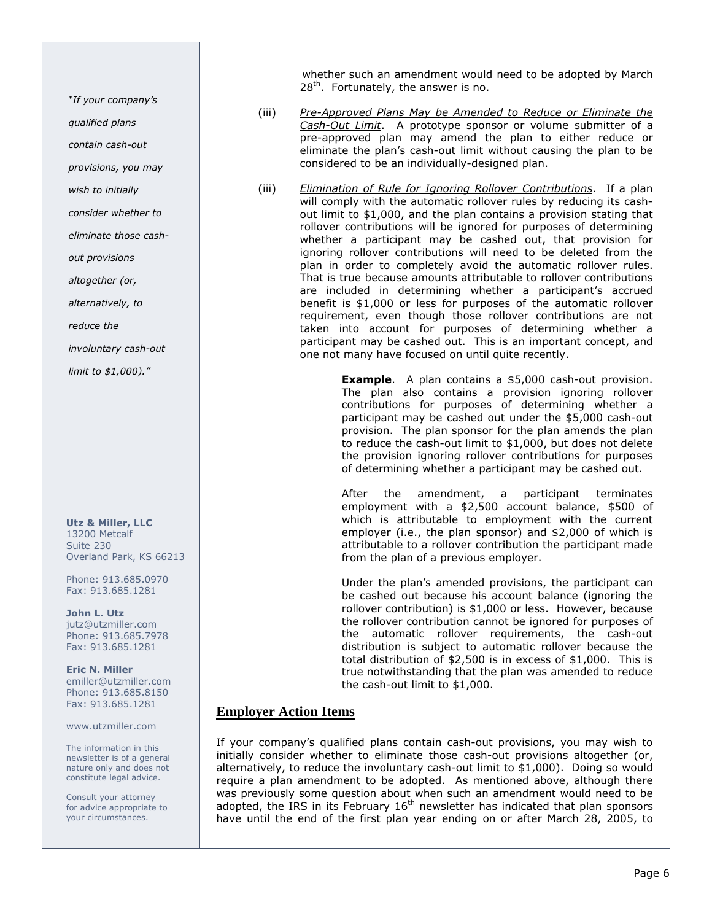whether such an amendment would need to be adopted by March 28th. Fortunately, the answer is no.

(iii) *Pre-Approved Plans May be Amended to Reduce or Eliminate the Cash-Out Limit*. A prototype sponsor or volume submitter of a pre-approved plan may amend the plan to either reduce or eliminate the plan's cash-out limit without causing the plan to be considered to be an individually-designed plan.

(iii) *Elimination of Rule for Ignoring Rollover Contributions*. If a plan will comply with the automatic rollover rules by reducing its cash-out limit to $1,000, and the plan contains a provision stating that rollover contributions will be ignored for purposes of determining whether a participant may be cashed out, that provision for ignoring rollover contributions will need to be deleted from the plan in order to completely avoid the automatic rollover rules. That is true because amounts attributable to rollover contributions are included in determining whether a participant's accrued benefit is $1,000 or less for purposes of the automatic rollover requirement, even though those rollover contributions are not taken into account for purposes of determining whether a participant may be cashed out. This is an important concept, and one not many have focused on until quite recently.

> **Example**. A plan contains a $5,000 cash-out provision. The plan also contains a provision ignoring rollover contributions for purposes of determining whether a participant may be cashed out under the $5,000 cash-out provision. The plan sponsor for the plan amends the plan to reduce the cash-out limit to $1,000, but does not delete the provision ignoring rollover contributions for purposes of determining whether a participant may be cashed out.
>
> After the amendment, a participant terminates employment with a $2,500 account balance, $500 of which is attributable to employment with the current employer (i.e., the plan sponsor) and $2,000 of which is attributable to a rollover contribution the participant made from the plan of a previous employer.
>
> Under the plan's amended provisions, the participant can be cashed out because his account balance (ignoring the rollover contribution) is $1,000 or less. However, because the rollover contribution cannot be ignored for purposes of the automatic rollover requirements, the cash-out distribution is subject to automatic rollover because the total distribution of $2,500 is in excess of $1,000. This is true notwithstanding that the plan was amended to reduce the cash-out limit to $1,000.

## Employer Action Items

If your company's qualified plans contain cash-out provisions, you may wish to initially consider whether to eliminate those cash-out provisions altogether (or, alternatively, to reduce the involuntary cash-out limit to $1,000). Doing so would require a plan amendment to be adopted. As mentioned above, although there was previously some question about when such an amendment would need to be adopted, the IRS in its February 16th newsletter has indicated that plan sponsors have until the end of the first plan year ending on or after March 28, 2005, to

*"If your company's qualified plans contain cash-out provisions, you may wish to initially consider whether to eliminate those cash-out provisions altogether (or, alternatively, to reduce the involuntary cash-out limit to $1,000)."*

**Utz & Miller, LLC**
13200 Metcalf
Suite 230
Overland Park, KS 66213

Phone: 913.685.0970
Fax: 913.685.1281

**John L. Utz**
jutz@utzmiller.com
Phone: 913.685.7978
Fax: 913.685.1281

**Eric N. Miller**
emiller@utzmiller.com
Phone: 913.685.8150
Fax: 913.685.1281

www.utzmiller.com

The information in this newsletter is of a general nature only and does not constitute legal advice.

Consult your attorney for advice appropriate to your circumstances.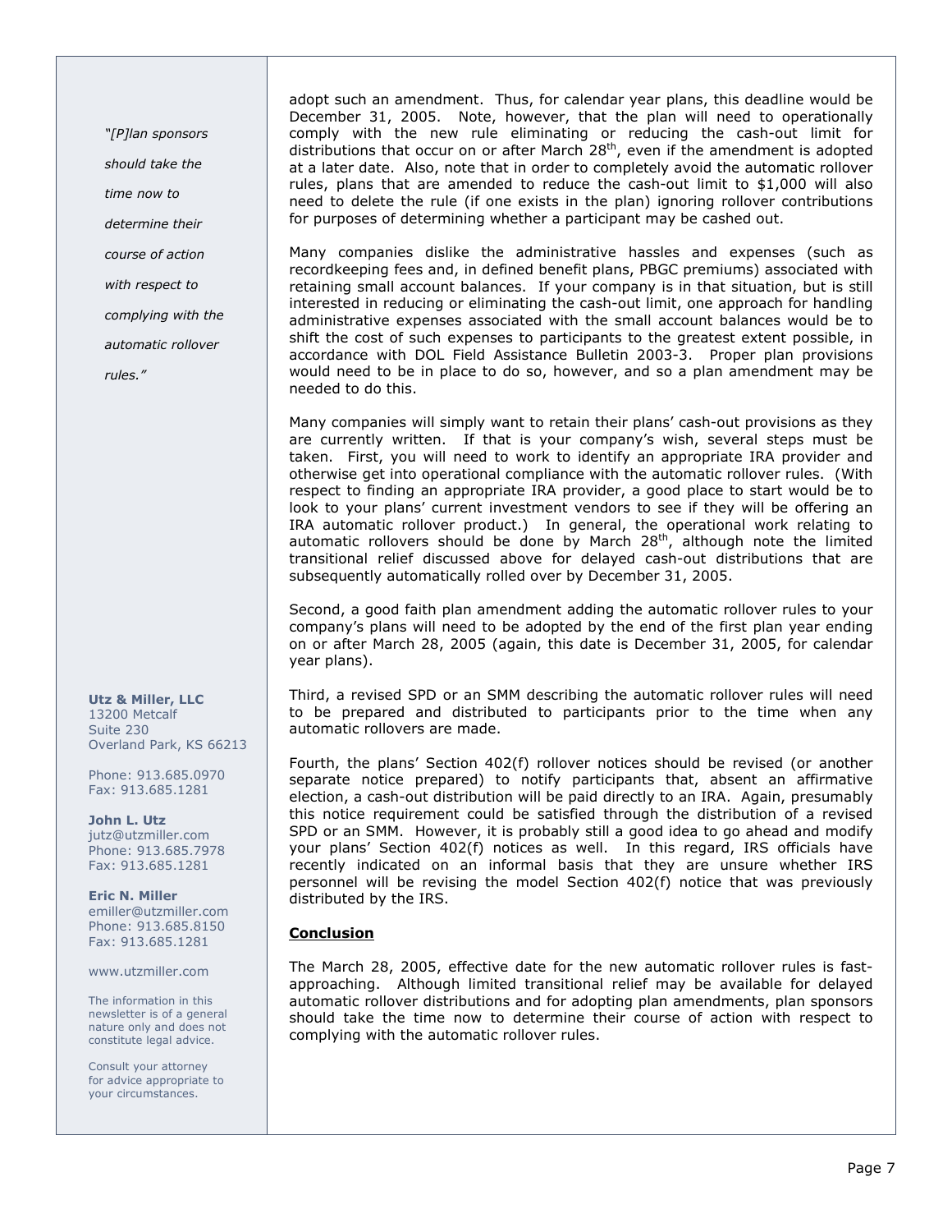adopt such an amendment. Thus, for calendar year plans, this deadline would be December 31, 2005. Note, however, that the plan will need to operationally comply with the new rule eliminating or reducing the cash-out limit for distributions that occur on or after March 28th, even if the amendment is adopted at a later date. Also, note that in order to completely avoid the automatic rollover rules, plans that are amended to reduce the cash-out limit to $1,000 will also need to delete the rule (if one exists in the plan) ignoring rollover contributions for purposes of determining whether a participant may be cashed out.

Many companies dislike the administrative hassles and expenses (such as recordkeeping fees and, in defined benefit plans, PBGC premiums) associated with retaining small account balances. If your company is in that situation, but is still interested in reducing or eliminating the cash-out limit, one approach for handling administrative expenses associated with the small account balances would be to shift the cost of such expenses to participants to the greatest extent possible, in accordance with DOL Field Assistance Bulletin 2003-3. Proper plan provisions would need to be in place to do so, however, and so a plan amendment may be needed to do this.

Many companies will simply want to retain their plans' cash-out provisions as they are currently written. If that is your company's wish, several steps must be taken. First, you will need to work to identify an appropriate IRA provider and otherwise get into operational compliance with the automatic rollover rules. (With respect to finding an appropriate IRA provider, a good place to start would be to look to your plans' current investment vendors to see if they will be offering an IRA automatic rollover product.) In general, the operational work relating to automatic rollovers should be done by March 28th, although note the limited transitional relief discussed above for delayed cash-out distributions that are subsequently automatically rolled over by December 31, 2005.

Second, a good faith plan amendment adding the automatic rollover rules to your company's plans will need to be adopted by the end of the first plan year ending on or after March 28, 2005 (again, this date is December 31, 2005, for calendar year plans).

Third, a revised SPD or an SMM describing the automatic rollover rules will need to be prepared and distributed to participants prior to the time when any automatic rollovers are made.

Fourth, the plans' Section 402(f) rollover notices should be revised (or another separate notice prepared) to notify participants that, absent an affirmative election, a cash-out distribution will be paid directly to an IRA. Again, presumably this notice requirement could be satisfied through the distribution of a revised SPD or an SMM. However, it is probably still a good idea to go ahead and modify your plans' Section 402(f) notices as well. In this regard, IRS officials have recently indicated on an informal basis that they are unsure whether IRS personnel will be revising the model Section 402(f) notice that was previously distributed by the IRS.

## **Conclusion**

The March 28, 2005, effective date for the new automatic rollover rules is fast-approaching. Although limited transitional relief may be available for delayed automatic rollover distributions and for adopting plan amendments, plan sponsors should take the time now to determine their course of action with respect to complying with the automatic rollover rules.

*"[P]lan sponsors should take the time now to determine their course of action with respect to complying with the automatic rollover rules."*

**Utz & Miller, LLC**
13200 Metcalf
Suite 230
Overland Park, KS 66213

Phone: 913.685.0970
Fax: 913.685.1281

**John L. Utz**
jutz@utzmiller.com
Phone: 913.685.7978
Fax: 913.685.1281

**Eric N. Miller**
emiller@utzmiller.com
Phone: 913.685.8150
Fax: 913.685.1281

www.utzmiller.com

The information in this newsletter is of a general nature only and does not constitute legal advice.

Consult your attorney for advice appropriate to your circumstances.